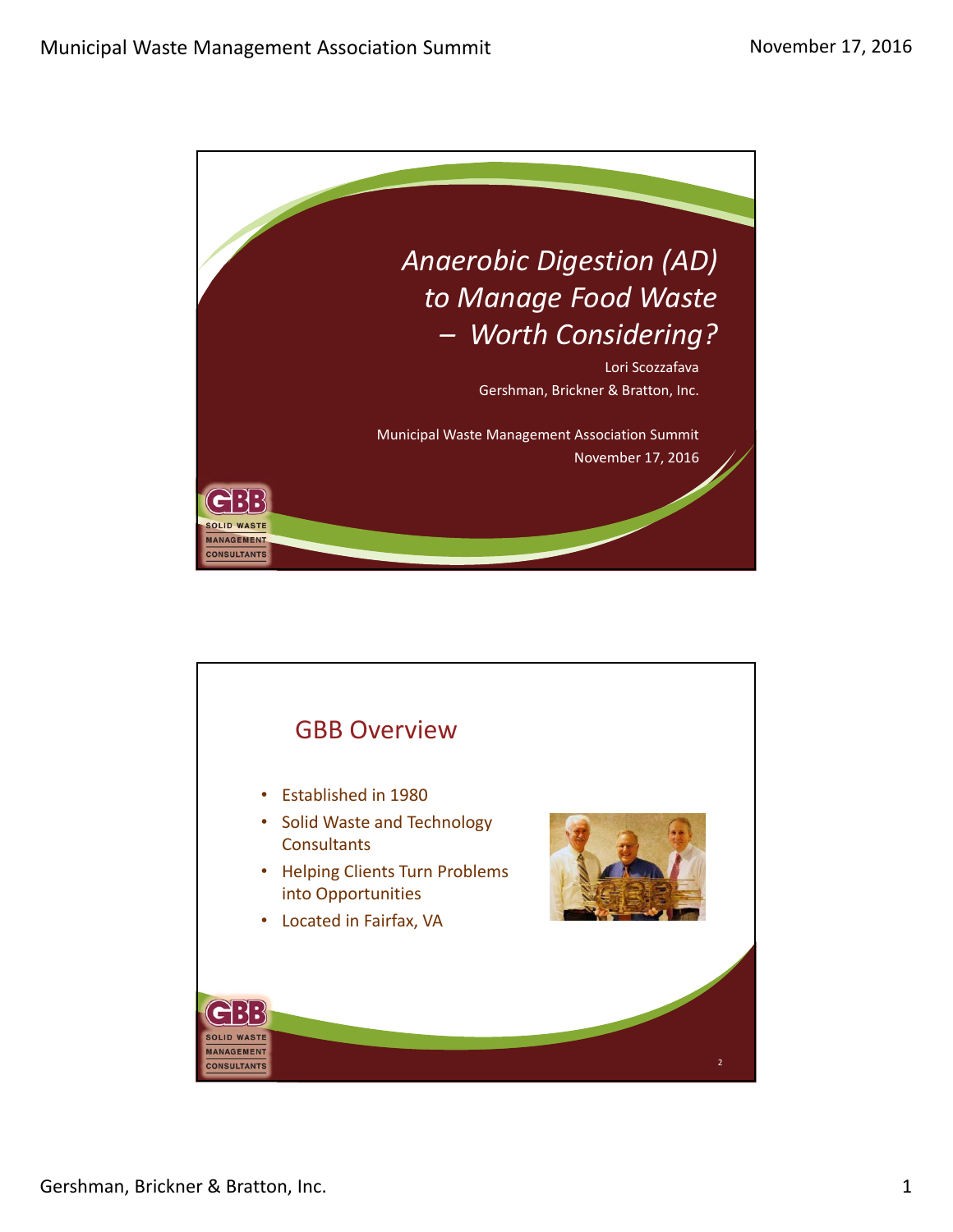# *Anaerobic Digestion (AD) to Manage Food Waste – Worth Considering?*

Lori Scozzafava

Gershman, Brickner & Bratton, Inc.

Municipal Waste Management Association Summit

November 17, 2016

GBB SOLID WASTE MANAGEMENT CONSULTANTS

## GBB Overview

- Established in 1980
- Solid Waste and Technology Consultants
- Helping Clients Turn Problems into Opportunities
- Located in Fairfax, VA

GBB SOLID WASTE MANAGEMENT CONSULTANTS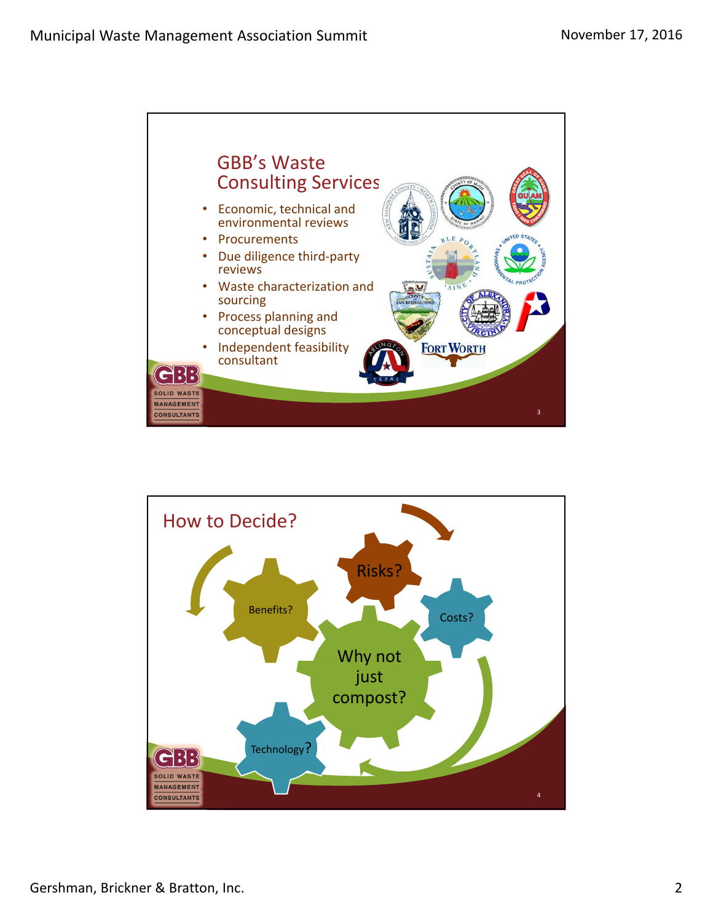## GBB's Waste Consulting Services

- Economic, technical and environmental reviews
- Procurements
- Due diligence third-party reviews
- Waste characterization and sourcing
- Process planning and conceptual designs
- Independent feasibility consultant

## How to Decide?

- Benefits?
- Risks?
- Costs?
- Why not just compost?
- Technology?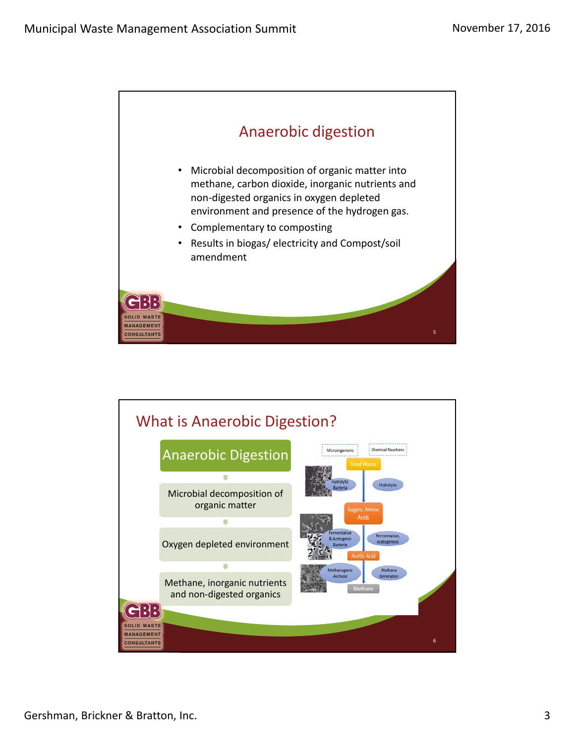## Anaerobic digestion

- Microbial decomposition of organic matter into methane, carbon dioxide, inorganic nutrients and non-digested organics in oxygen depleted environment and presence of the hydrogen gas.
- Complementary to composting
- Results in biogas/ electricity and Compost/soil amendment

## What is Anaerobic Digestion?

**Anaerobic Digestion**

↓

Microbial decomposition of organic matter

↓

Oxygen depleted environment

↓

Methane, inorganic nutrients and non-digested organics

| Microorganisms | | Chemical Reactions |
|---|---|---|
| | Food Waste | |
| Hydrolytic Bacteria | ↓ | Hydrolysis |
| | Sugars, Amino Acids | |
| Fermentative & Acetogenic Bacteria | ↓ | Fermentation, Acetogenesis |
| | Acetic Acid | |
| Methanogenic Archeae | ↓ | Methane Generation |
| | Methane | |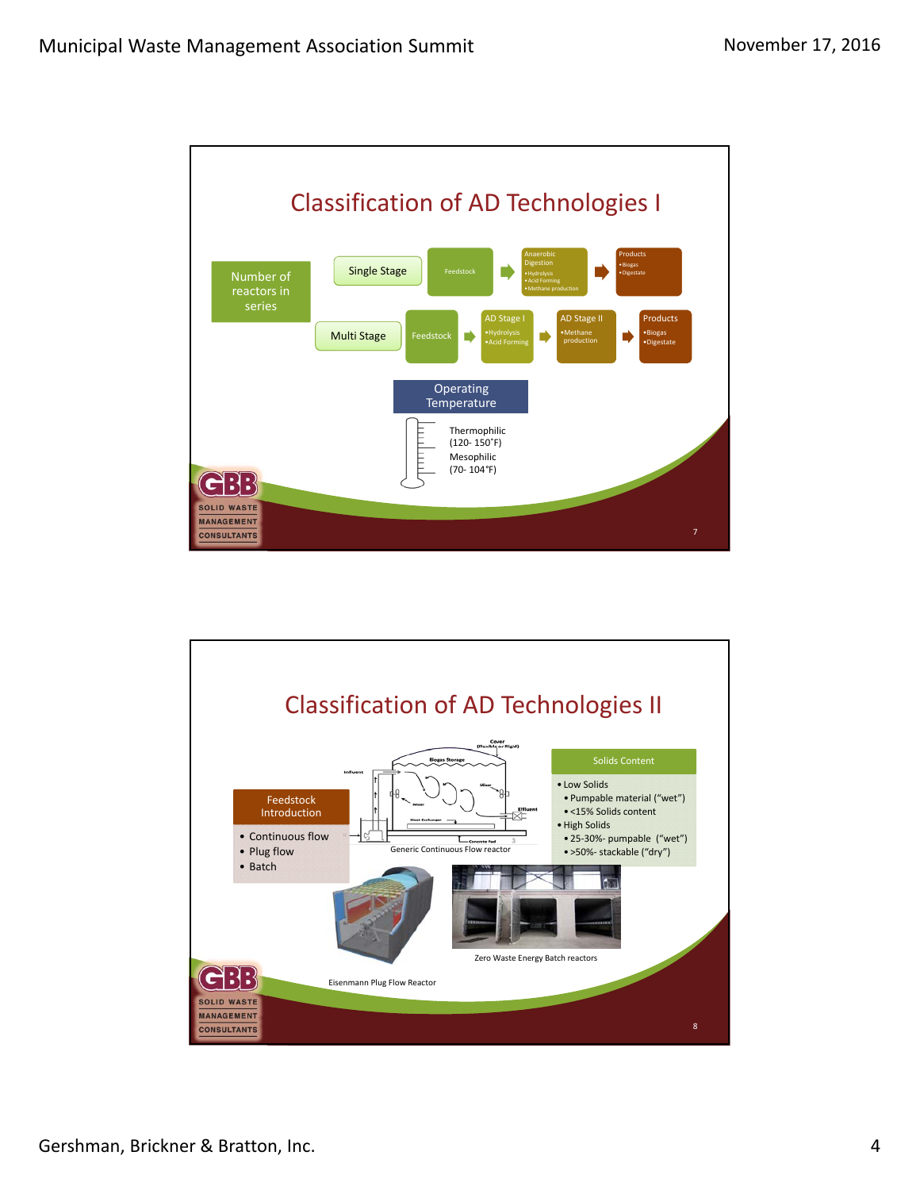## Classification of AD Technologies I

**Number of reactors in series**

- **Single Stage**: Feedstock → Anaerobic Digestion (•Hydrolysis •Acid Forming •Methane production) → Products (•Biogas •Digestate)
- **Multi Stage**: Feedstock → AD Stage I (•Hydrolysis •Acid Forming) → AD Stage II (•Methane production) → Products (•Biogas •Digestate)

**Operating Temperature**

- Thermophilic (120- 150˚F)
- Mesophilic (70- 104°F)

GBB SOLID WASTE MANAGEMENT CONSULTANTS

7

## Classification of AD Technologies II

**Feedstock Introduction**

- Continuous flow
- Plug flow
- Batch

Cover (Flexible or Rigid), Biogas Storage, Influent, Mixer, Effluent, Heat Exchanger, Concrete Pad

Generic Continuous Flow reactor

**Solids Content**

- Low Solids
  - Pumpable material ("wet")
  - <15% Solids content
- High Solids
  - 25-30%- pumpable ("wet")
  - >50%- stackable ("dry")

Eisenmann Plug Flow Reactor

Zero Waste Energy Batch reactors

GBB SOLID WASTE MANAGEMENT CONSULTANTS

8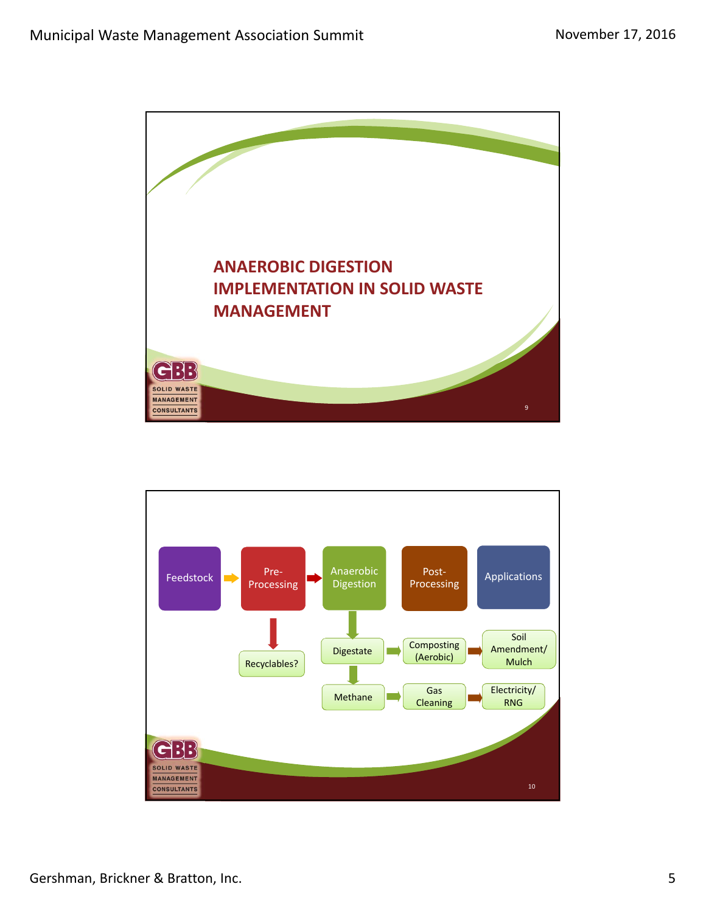## ANAERobic DIGESTION IMPLEMENTATION IN SOLID WASTE MANAGEMENT

GBB SOLID WASTE MANAGEMENT CONSULTANTS

---

Feedstock → Pre-Processing → Anaerobic Digestion → Post-Processing → Applications

- Pre-Processing → Recyclables?
- Anaerobic Digestion → Digestate → Composting (Aerobic) → Soil Amendment/ Mulch
- Digestate → Methane → Gas Cleaning → Electricity/ RNG

GBB SOLID WASTE MANAGEMENT CONSULTANTS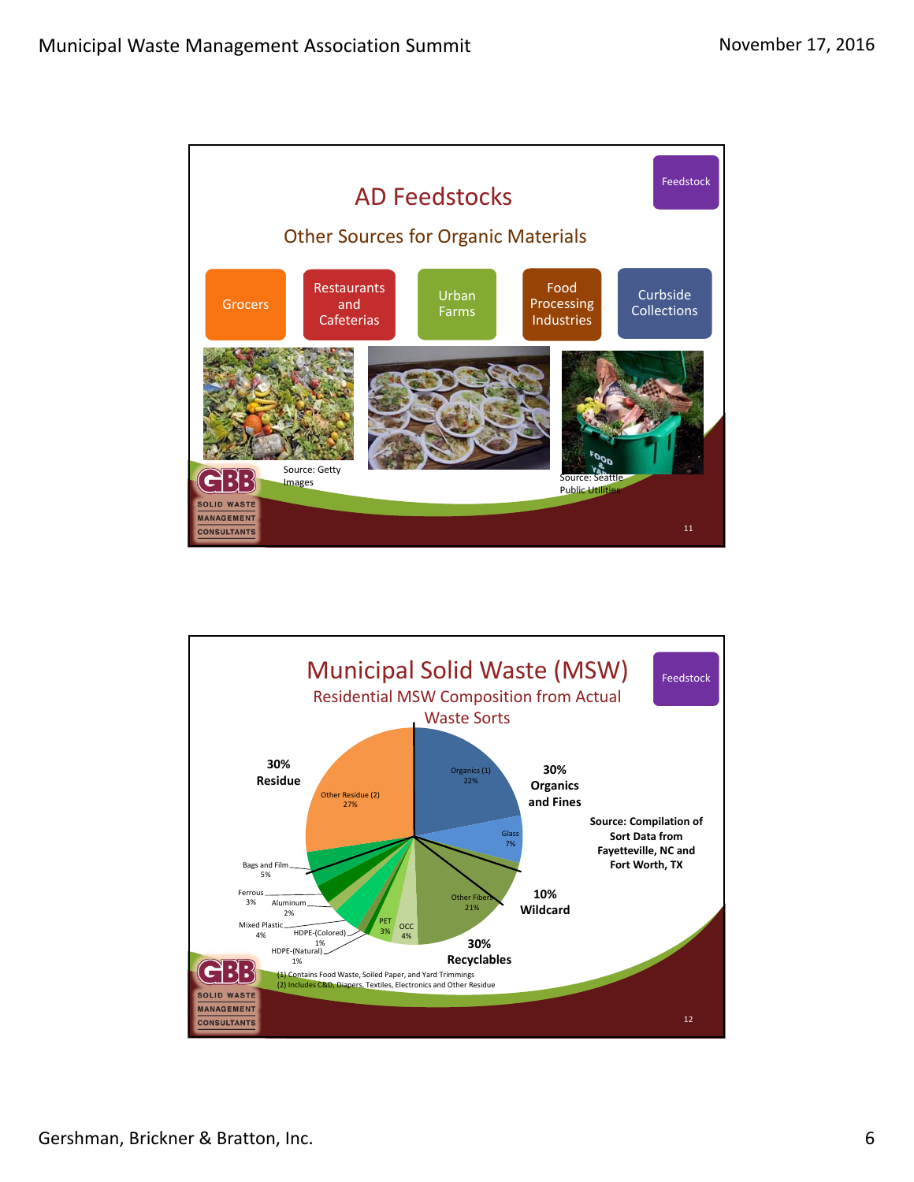## AD Feedstocks

Feedstock

### Other Sources for Organic Materials

- Grocers
- Restaurants and Cafeterias
- Urban Farms
- Food Processing Industries
- Curbside Collections

Source: Getty Images

Source: Seattle Public Utilities

---

## Municipal Solid Waste (MSW)

Feedstock

### Residential MSW Composition from Actual Waste Sorts

| Category | Component | Share |
|---|---|---|
| 30% Organics and Fines | Organics (1) | 22% |
| | Glass | 7% |
| 10% Wildcard | Other Fibers | 21% |
| 30% Recyclables | OCC | 4% |
| | PET | 3% |
| | HDPE-(Natural) | 1% |
| | HDPE-(Colored) | 1% |
| | Mixed Plastic | 4% |
| | Aluminum | 2% |
| | Ferrous | 3% |
| | Bags and Film | 5% |
| 30% Residue | Other Residue (2) | 27% |

Source: Compilation of Sort Data from Fayetteville, NC and Fort Worth, TX

(1) Contains Food Waste, Soiled Paper, and Yard Trimmings
(2) Includes C&D, Diapers, Textiles, Electronics and Other Residue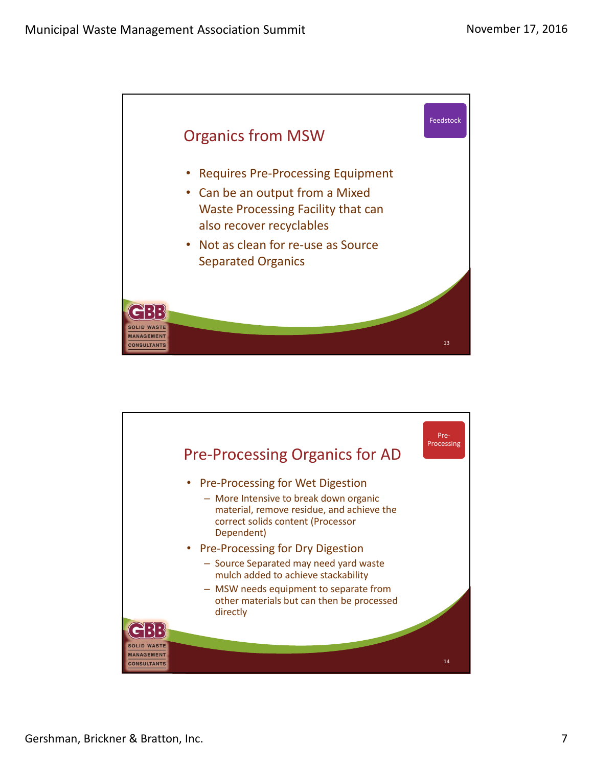## Organics from MSW

Feedstock

- Requires Pre-Processing Equipment
- Can be an output from a Mixed Waste Processing Facility that can also recover recyclables
- Not as clean for re-use as Source Separated Organics

## Pre-Processing Organics for AD

Pre-Processing

- Pre-Processing for Wet Digestion
  - More Intensive to break down organic material, remove residue, and achieve the correct solids content (Processor Dependent)
- Pre-Processing for Dry Digestion
  - Source Separated may need yard waste mulch added to achieve stackability
  - MSW needs equipment to separate from other materials but can then be processed directly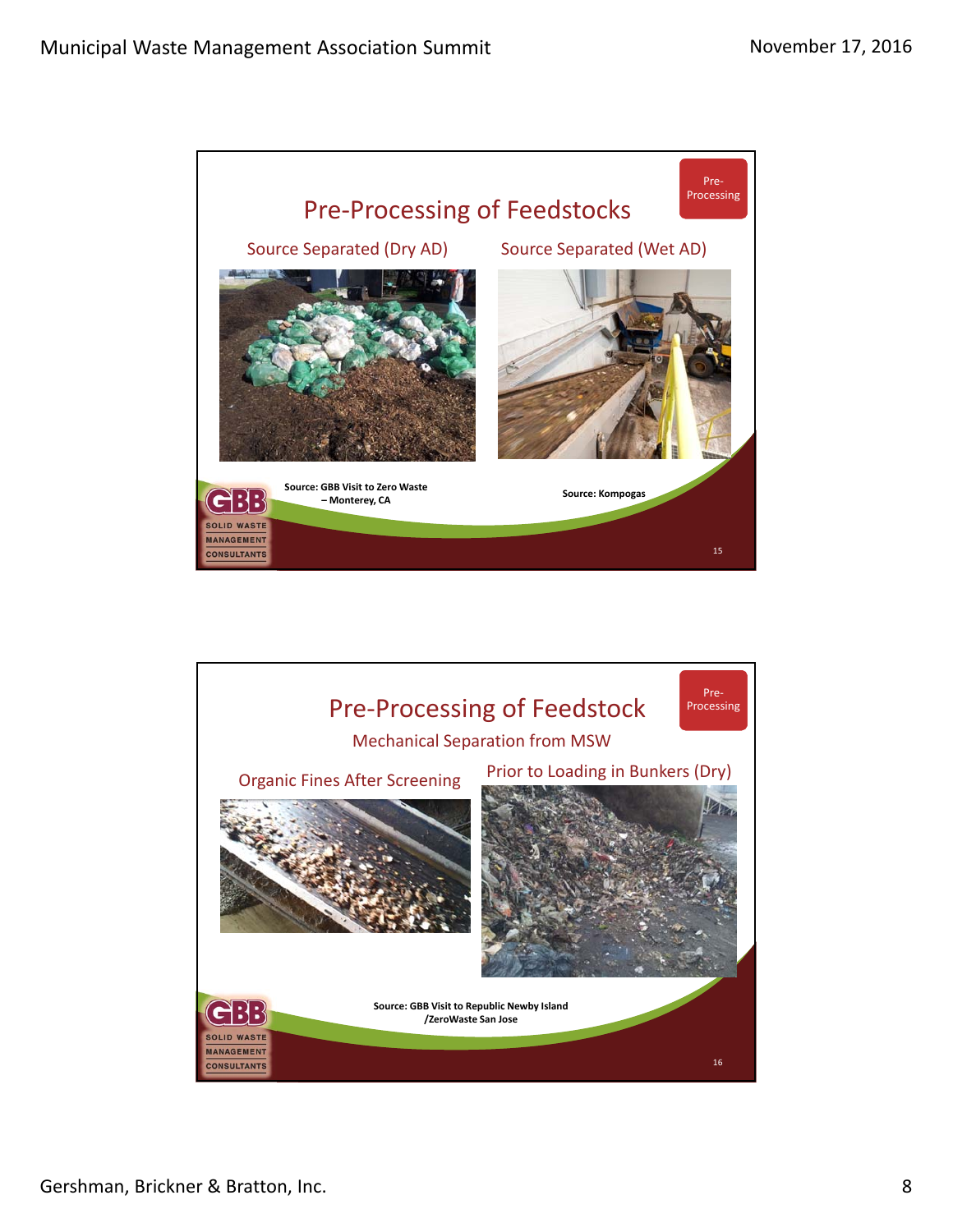## Pre-Processing of Feedstocks

Pre-Processing

**Source Separated (Dry AD)**

**Source Separated (Wet AD)**

**Source: GBB Visit to Zero Waste – Monterey, CA**

**Source: Kompogas**

## Pre-Processing of Feedstock

Pre-Processing

### Mechanical Separation from MSW

**Organic Fines After Screening**

**Prior to Loading in Bunkers (Dry)**

**Source: GBB Visit to Republic Newby Island /ZeroWaste San Jose**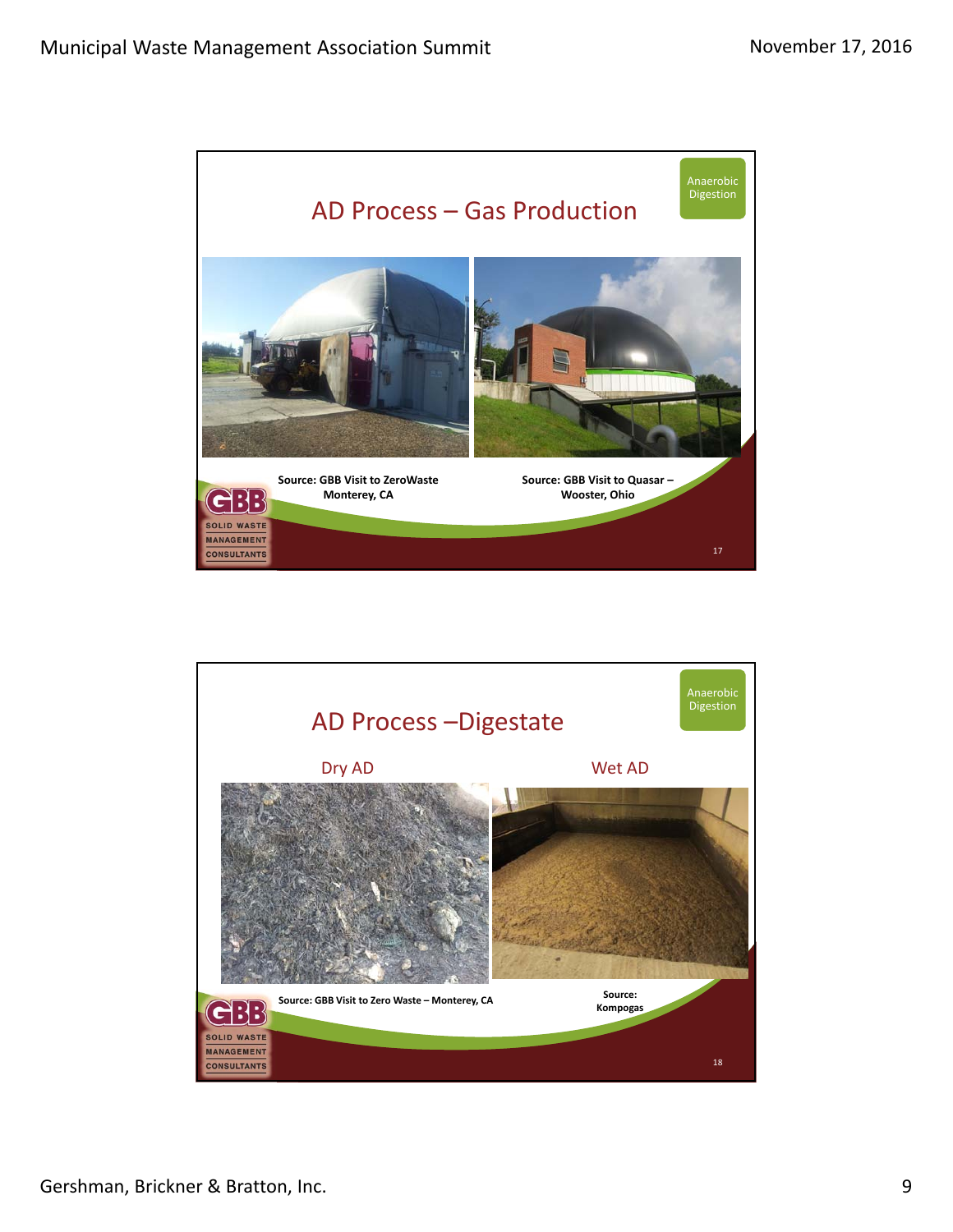## AD Process – Gas Production

Anaerobic Digestion

Source: GBB Visit to ZeroWaste Monterey, CA

Source: GBB Visit to Quasar – Wooster, Ohio

17

## AD Process –Digestate

Anaerobic Digestion

Dry AD

Wet AD

Source: GBB Visit to Zero Waste – Monterey, CA

Source: Kompogas

18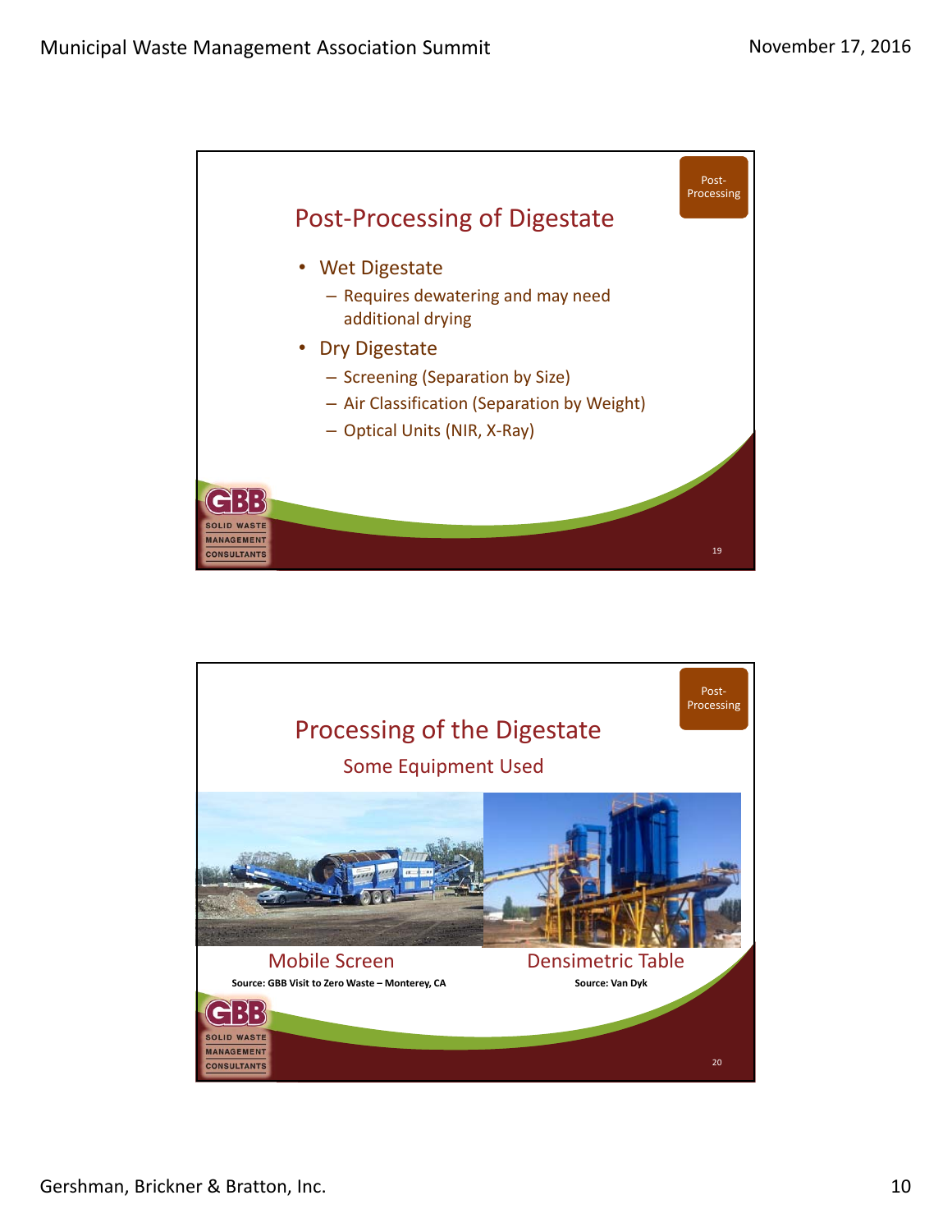## Post-Processing of Digestate

Post-Processing

- Wet Digestate
  - Requires dewatering and may need additional drying
- Dry Digestate
  - Screening (Separation by Size)
  - Air Classification (Separation by Weight)
  - Optical Units (NIR, X-Ray)

GBB SOLID WASTE MANAGEMENT CONSULTANTS

19

## Processing of the Digestate

Post-Processing

### Some Equipment Used

Mobile Screen

**Source: GBB Visit to Zero Waste – Monterey, CA**

Densimetric Table

**Source: Van Dyk**

GBB SOLID WASTE MANAGEMENT CONSULTANTS

20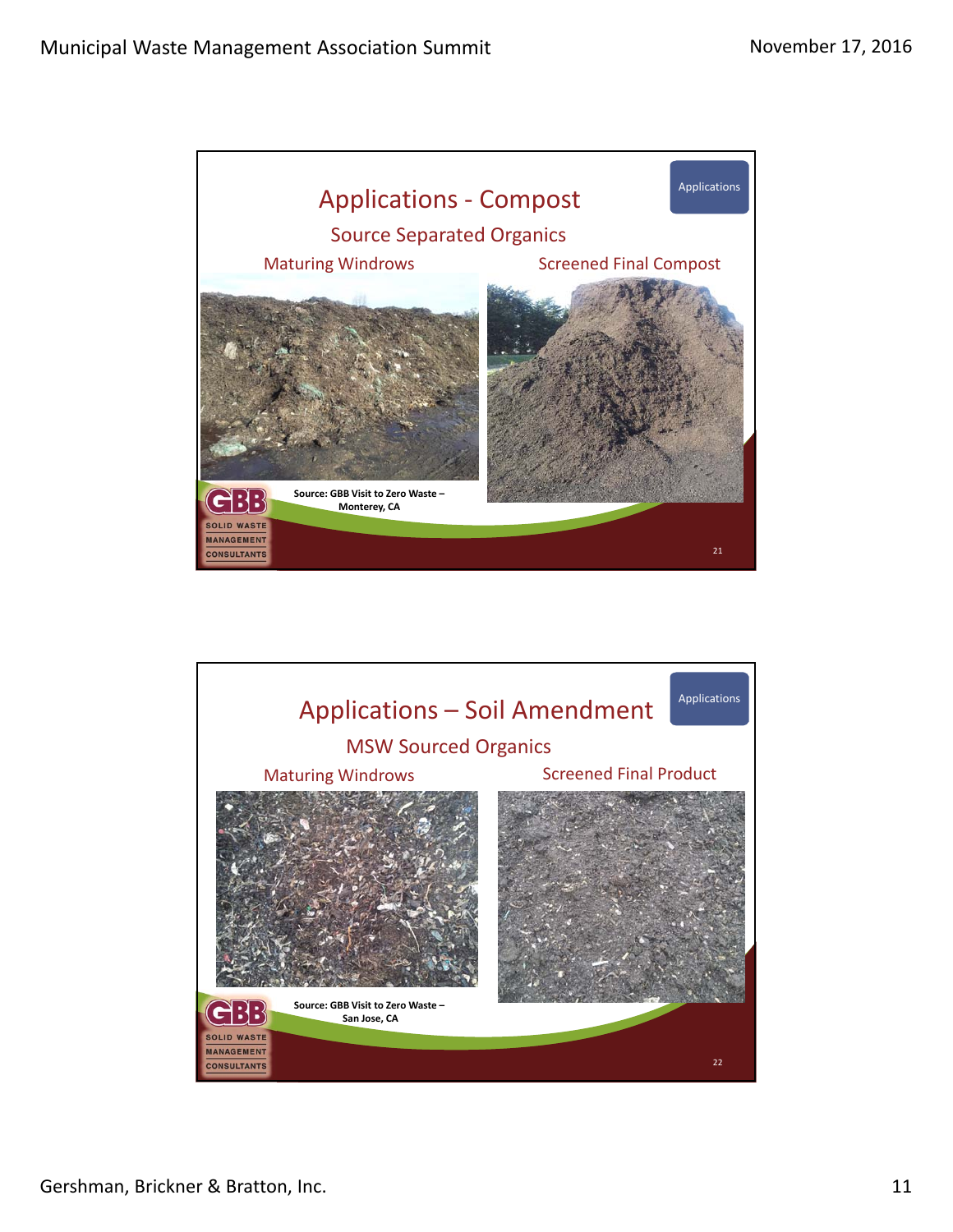## Applications - Compost

Applications

### Source Separated Organics

Maturing Windrows

Screened Final Compost

Source: GBB Visit to Zero Waste – Monterey, CA

GBB SOLID WASTE MANAGEMENT CONSULTANTS

## Applications – Soil Amendment

Applications

### MSW Sourced Organics

Maturing Windrows

Screened Final Product

Source: GBB Visit to Zero Waste – San Jose, CA

GBB SOLID WASTE MANAGEMENT CONSULTANTS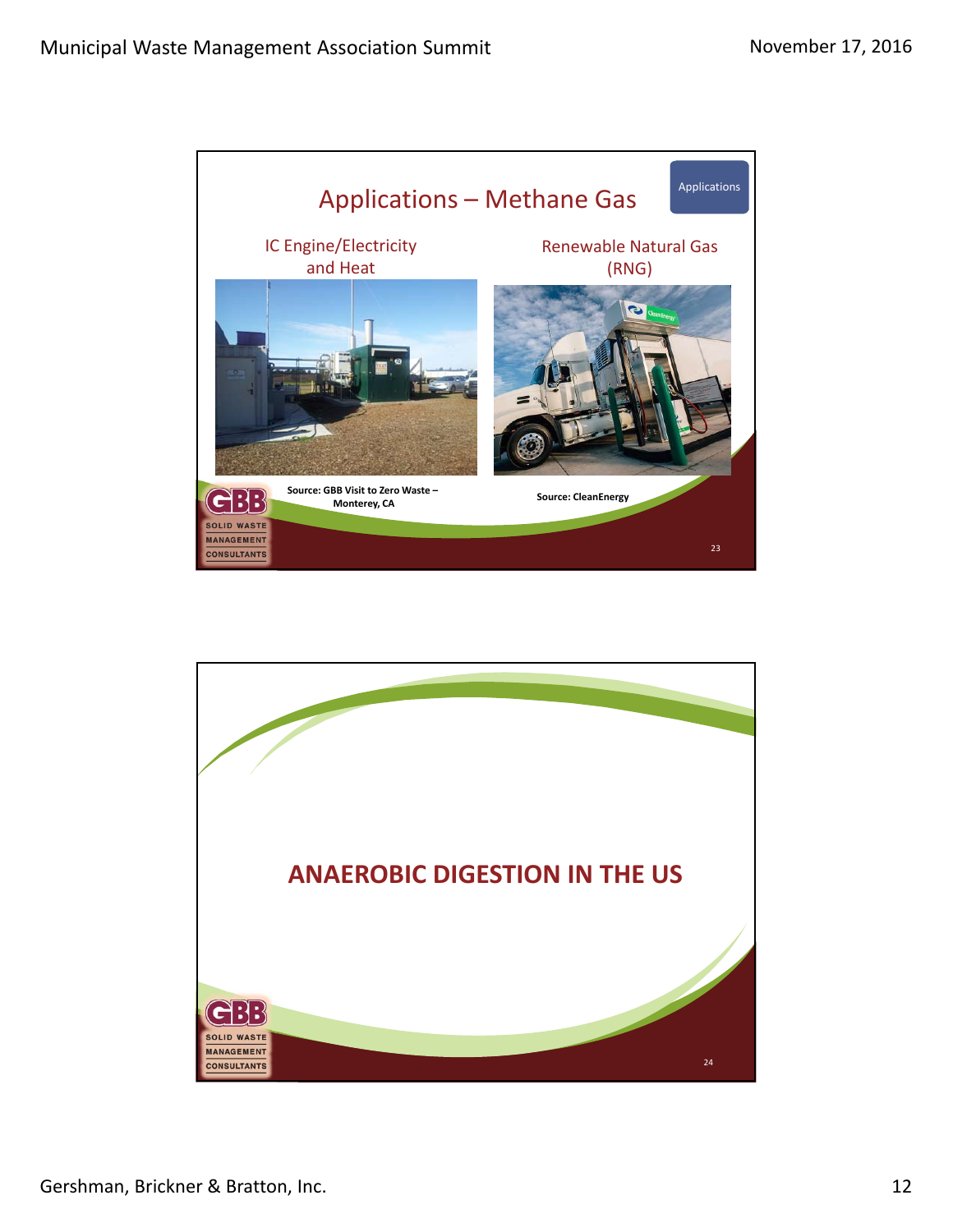# Applications – Methane Gas

Applications

## IC Engine/Electricity and Heat

Source: GBB Visit to Zero Waste – Monterey, CA

## Renewable Natural Gas (RNG)

Source: CleanEnergy

# ANAEROBIC DIGESTION IN THE US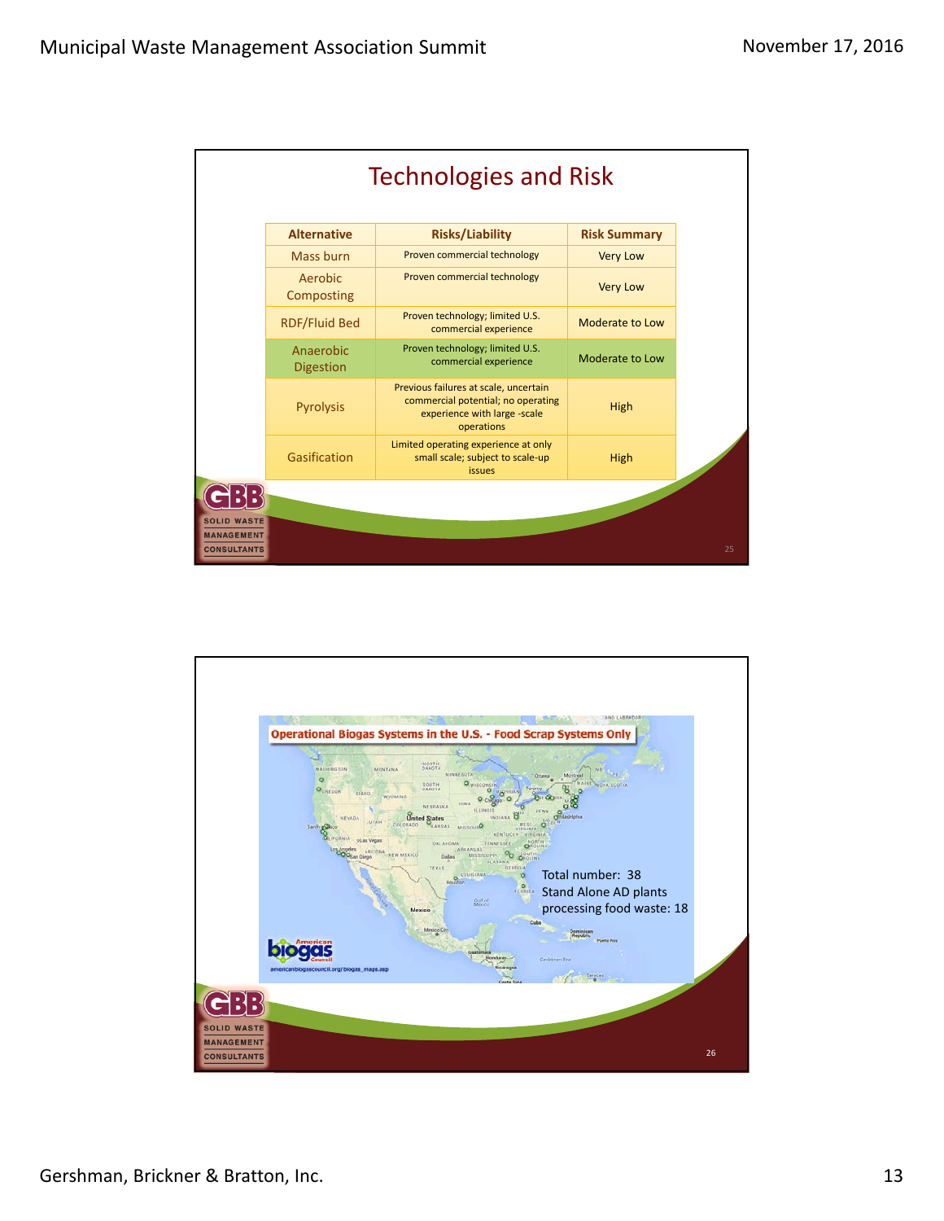## Technologies and Risk

| Alternative | Risks/Liability | Risk Summary |
|---|---|---|
| Mass burn | Proven commercial technology | Very Low |
| Aerobic Composting | Proven commercial technology | Very Low |
| RDF/Fluid Bed | Proven technology; limited U.S. commercial experience | Moderate to Low |
| Anaerobic Digestion | Proven technology; limited U.S. commercial experience | Moderate to Low |
| Pyrolysis | Previous failures at scale, uncertain commercial potential; no operating experience with large -scale operations | High |
| Gasification | Limited operating experience at only small scale; subject to scale-up issues | High |

GBB SOLID WASTE MANAGEMENT CONSULTANTS

**Operational Biogas Systems in the U.S. - Food Scrap Systems Only**

Total number: 38
Stand Alone AD plants processing food waste: 18

American biogas Council
americanbiogascouncil.org/biogas_maps.asp

GBB SOLID WASTE MANAGEMENT CONSULTANTS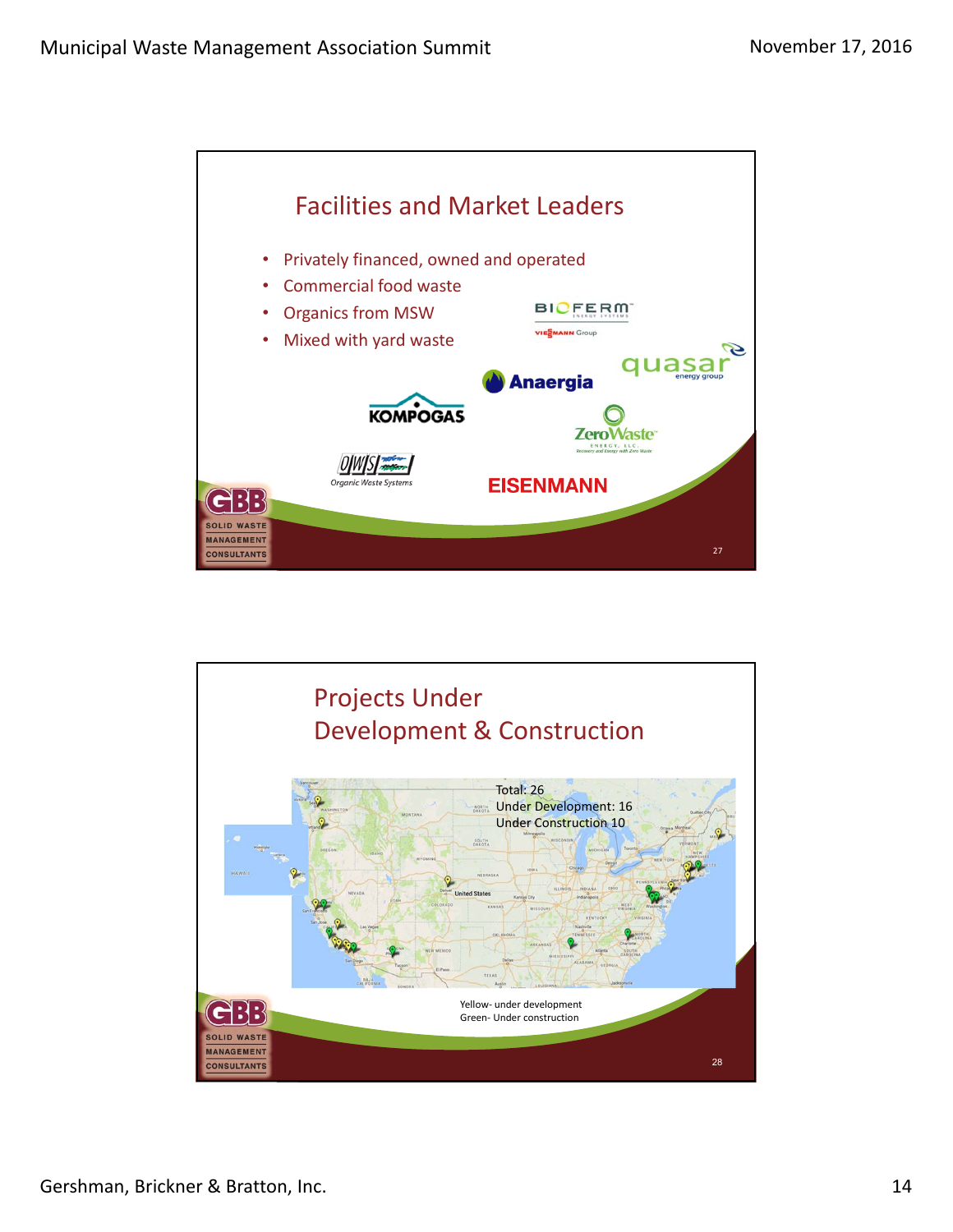## Facilities and Market Leaders

- Privately financed, owned and operated
- Commercial food waste
- Organics from MSW
- Mixed with yard waste

BIOFERM ENERGY SYSTEMS — VIESSMANN Group

quasar energy group

Anaergia

KOMPOGAS

ZeroWaste ENERGY, LLC.

OWS Organic Waste Systems

EISENMANN

## Projects Under Development & Construction

Total: 26
Under Development: 16
Under Construction 10

Yellow- under development
Green- Under construction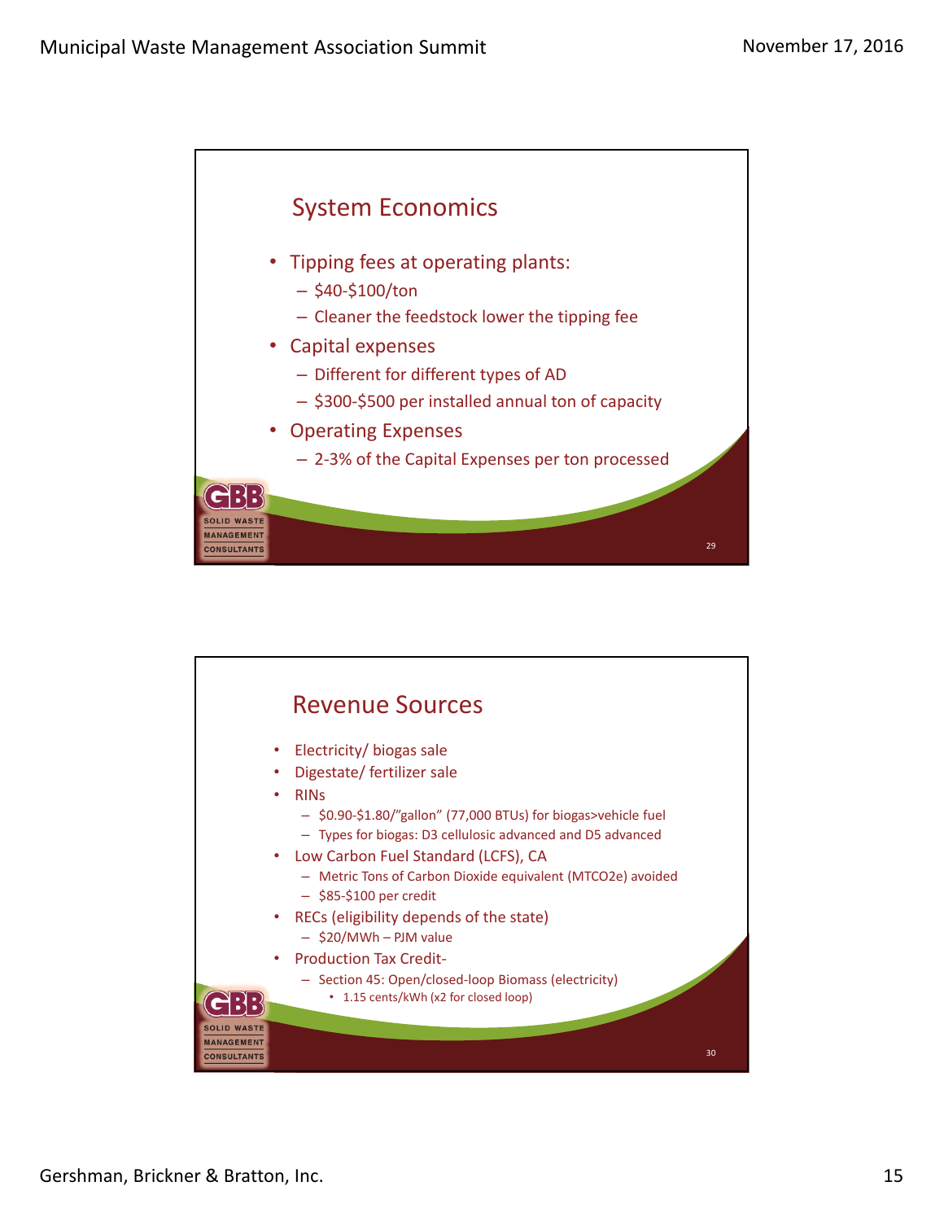## System Economics

- Tipping fees at operating plants:
  - $40-$100/ton
  - Cleaner the feedstock lower the tipping fee
- Capital expenses
  - Different for different types of AD
  - $300-$500 per installed annual ton of capacity
- Operating Expenses
  - 2-3% of the Capital Expenses per ton processed

## Revenue Sources

- Electricity/ biogas sale
- Digestate/ fertilizer sale
- RINs
  - $0.90-$1.80/"gallon" (77,000 BTUs) for biogas>vehicle fuel
  - Types for biogas: D3 cellulosic advanced and D5 advanced
- Low Carbon Fuel Standard (LCFS), CA
  - Metric Tons of Carbon Dioxide equivalent (MTCO2e) avoided
  - $85-$100 per credit
- RECs (eligibility depends of the state)
  - $20/MWh – PJM value
- Production Tax Credit-
  - Section 45: Open/closed-loop Biomass (electricity)
    - 1.15 cents/kWh (x2 for closed loop)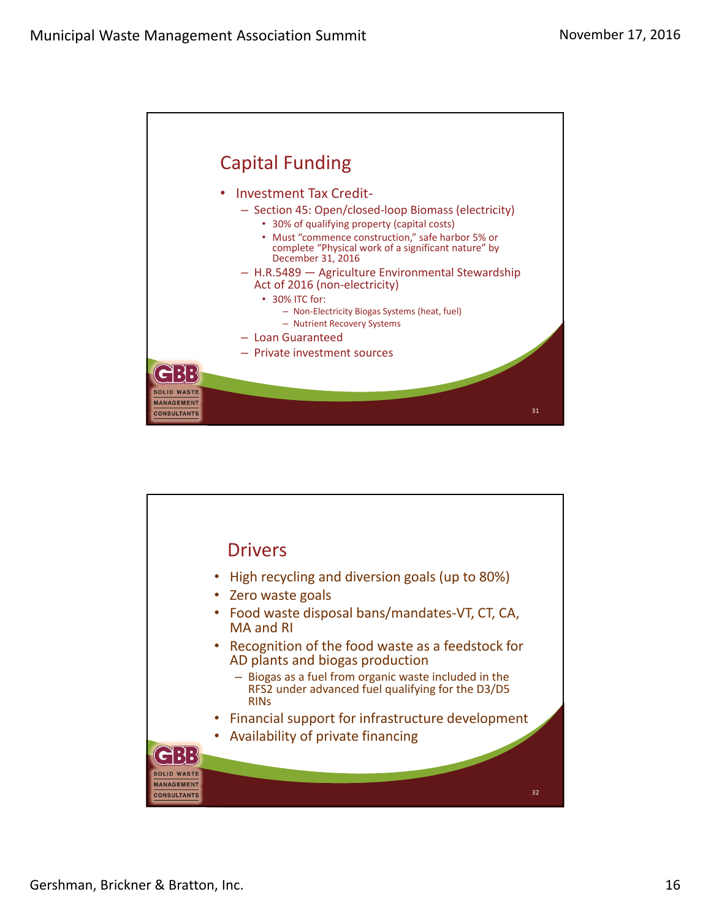## Capital Funding

- Investment Tax Credit-
  - Section 45: Open/closed-loop Biomass (electricity)
    - 30% of qualifying property (capital costs)
    - Must "commence construction," safe harbor 5% or complete "Physical work of a significant nature" by December 31, 2016
  - H.R.5489 — Agriculture Environmental Stewardship Act of 2016 (non-electricity)
    - 30% ITC for:
      - Non-Electricity Biogas Systems (heat, fuel)
      - Nutrient Recovery Systems
  - Loan Guaranteed
  - Private investment sources

## Drivers

- High recycling and diversion goals (up to 80%)
- Zero waste goals
- Food waste disposal bans/mandates-VT, CT, CA, MA and RI
- Recognition of the food waste as a feedstock for AD plants and biogas production
  - Biogas as a fuel from organic waste included in the RFS2 under advanced fuel qualifying for the D3/D5 RINs
- Financial support for infrastructure development
- Availability of private financing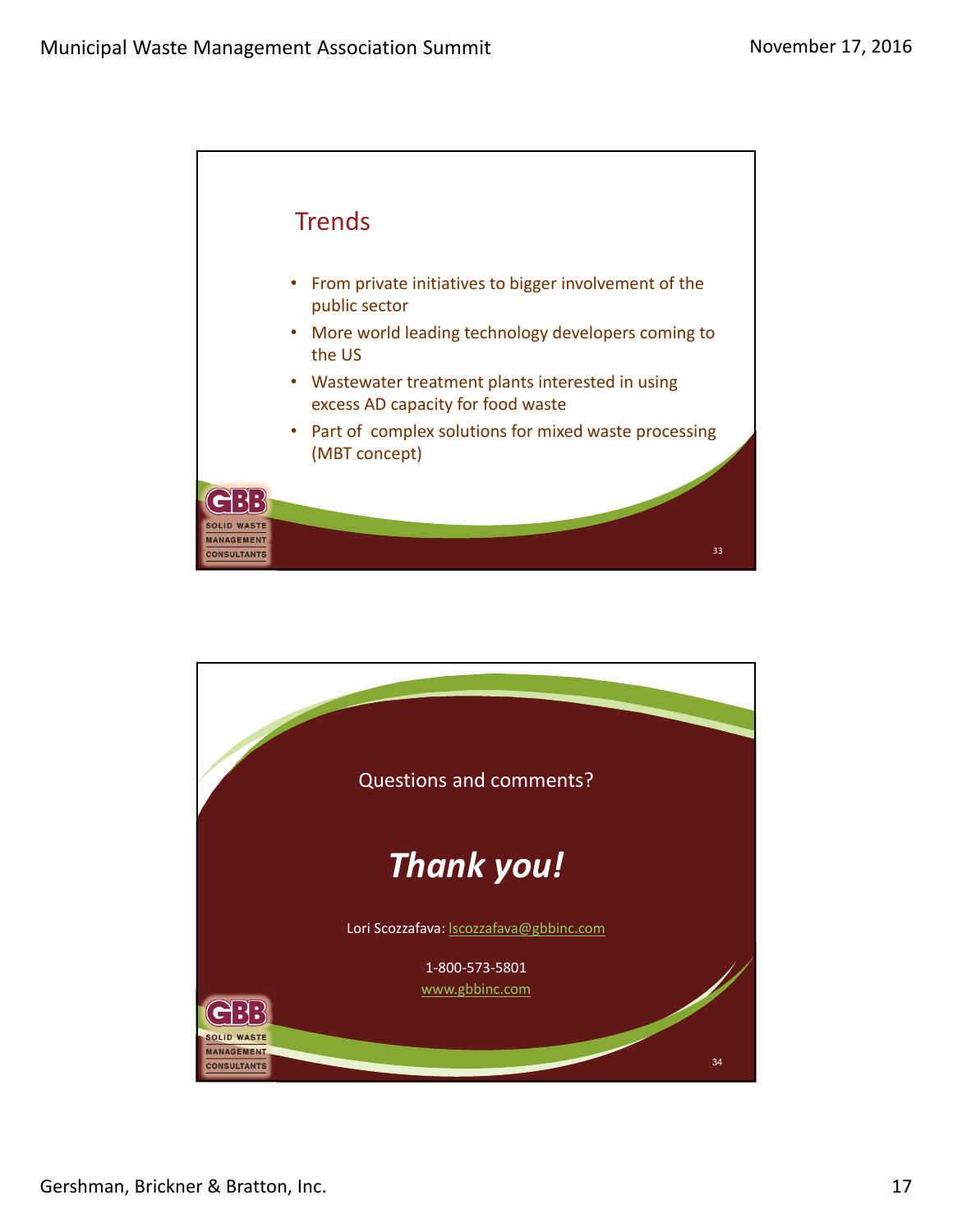## Trends

- From private initiatives to bigger involvement of the public sector
- More world leading technology developers coming to the US
- Wastewater treatment plants interested in using excess AD capacity for food waste
- Part of complex solutions for mixed waste processing (MBT concept)

GBB SOLID WASTE MANAGEMENT CONSULTANTS

Questions and comments?

***Thank you!***

Lori Scozzafava: lscozzafava@gbbinc.com

1-800-573-5801

www.gbbinc.com

GBB SOLID WASTE MANAGEMENT CONSULTANTS